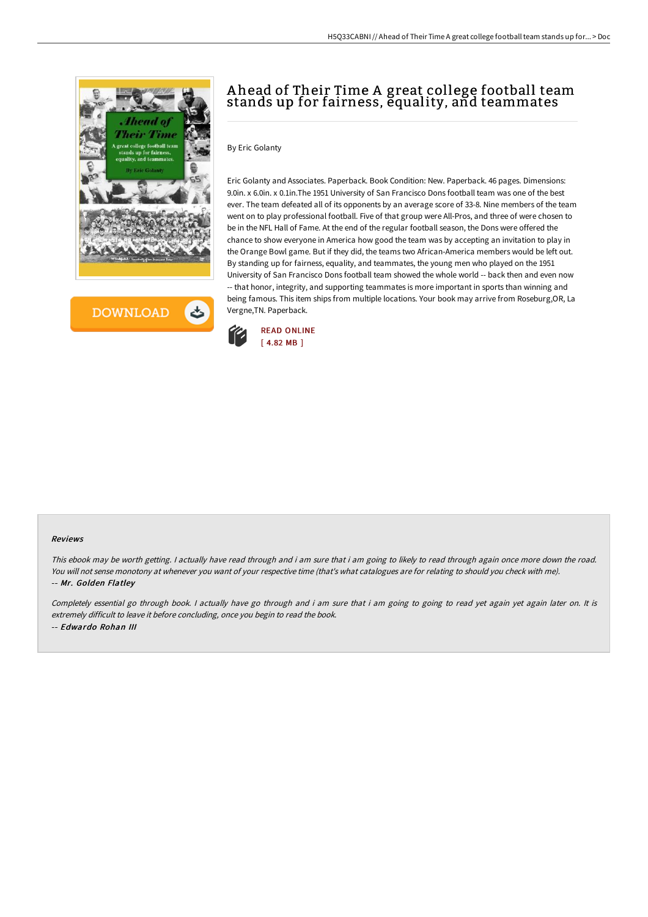# Ahead of Their Time A great college football team stands up for fairness, equality, and teammates

By Eric Golanty

Eric Golanty and Associates. Paperback. Book Condition: New. Paperback. 46 pages. Dimensions: 9.0in. x 6.0in. x 0.1in.The 1951 University of San Francisco Dons football team was one of the best ever. The team defeated all of its opponents by an average score of 33-8. Nine members of the team went on to play professional football. Five of that group were All-Pros, and three of were chosen to be in the NFL Hall of Fame. At the end of the regular football season, the Dons were offered the chance to show everyone in America how good the team was by accepting an invitation to play in the Orange Bowl game. But if they did, the teams two African-America members would be left out. By standing up for fairness, equality, and teammates, the young men who played on the 1951 University of San Francisco Dons football team showed the whole world -- back then and even now -- that honor, integrity, and supporting teammates is more important in sports than winning and being famous. This item ships from multiple locations. Your book may arrive from Roseburg,OR, La Vergne,TN. Paperback.

READ ONLINE
[ 4.82 MB ]

### Reviews

*This ebook may be worth getting. I actually have read through and i am sure that i am going to likely to read through again once more down the road. You will not sense monotony at whenever you want of your respective time (that's what catalogues are for relating to should you check with me).*

*-- **Mr. Golden Flatley***

*Completely essential go through book. I actually have go through and i am sure that i am going to going to read yet again yet again later on. It is extremely difficult to leave it before concluding, once you begin to read the book.*

*-- **Edwardo Rohan III***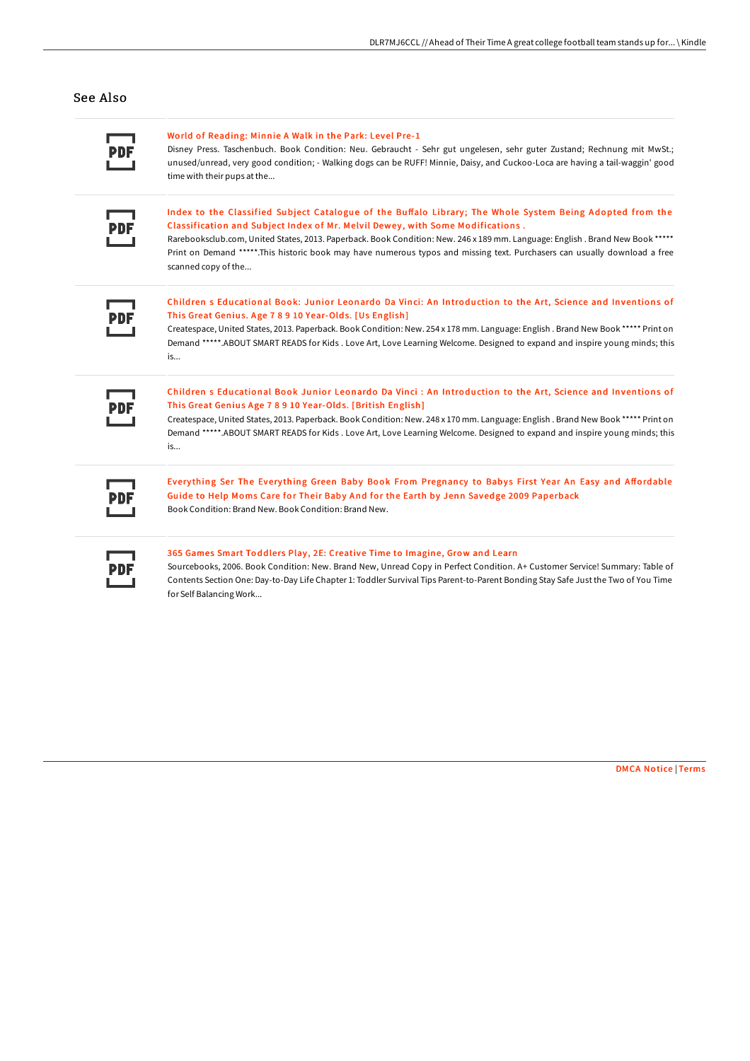## See Also

**World of Reading: Minnie A Walk in the Park: Level Pre-1**

Disney Press. Taschenbuch. Book Condition: Neu. Gebraucht - Sehr gut ungelesen, sehr guter Zustand; Rechnung mit MwSt.; unused/unread, very good condition; - Walking dogs can be RUFF! Minnie, Daisy, and Cuckoo-Loca are having a tail-waggin' good time with their pups at the...

**Index to the Classified Subject Catalogue of the Buffalo Library; The Whole System Being Adopted from the Classification and Subject Index of Mr. Melvil Dewey, with Some Modifications .**

Rarebooksclub.com, United States, 2013. Paperback. Book Condition: New. 246 x 189 mm. Language: English . Brand New Book ***** Print on Demand *****.This historic book may have numerous typos and missing text. Purchasers can usually download a free scanned copy of the...

**Children s Educational Book: Junior Leonardo Da Vinci: An Introduction to the Art, Science and Inventions of This Great Genius. Age 7 8 9 10 Year-Olds. [Us English]**

Createspace, United States, 2013. Paperback. Book Condition: New. 254 x 178 mm. Language: English . Brand New Book ***** Print on Demand *****.ABOUT SMART READS for Kids . Love Art, Love Learning Welcome. Designed to expand and inspire young minds; this is...

**Children s Educational Book Junior Leonardo Da Vinci : An Introduction to the Art, Science and Inventions of This Great Genius Age 7 8 9 10 Year-Olds. [British English]**

Createspace, United States, 2013. Paperback. Book Condition: New. 248 x 170 mm. Language: English . Brand New Book ***** Print on Demand *****.ABOUT SMART READS for Kids . Love Art, Love Learning Welcome. Designed to expand and inspire young minds; this is...

**Everything Ser The Everything Green Baby Book From Pregnancy to Babys First Year An Easy and Affordable Guide to Help Moms Care for Their Baby And for the Earth by Jenn Savedge 2009 Paperback**

Book Condition: Brand New. Book Condition: Brand New.

**365 Games Smart Toddlers Play, 2E: Creative Time to Imagine, Grow and Learn**

Sourcebooks, 2006. Book Condition: New. Brand New, Unread Copy in Perfect Condition. A+ Customer Service! Summary: Table of Contents Section One: Day-to-Day Life Chapter 1: Toddler Survival Tips Parent-to-Parent Bonding Stay Safe Just the Two of You Time for Self Balancing Work...

DMCA Notice | Terms